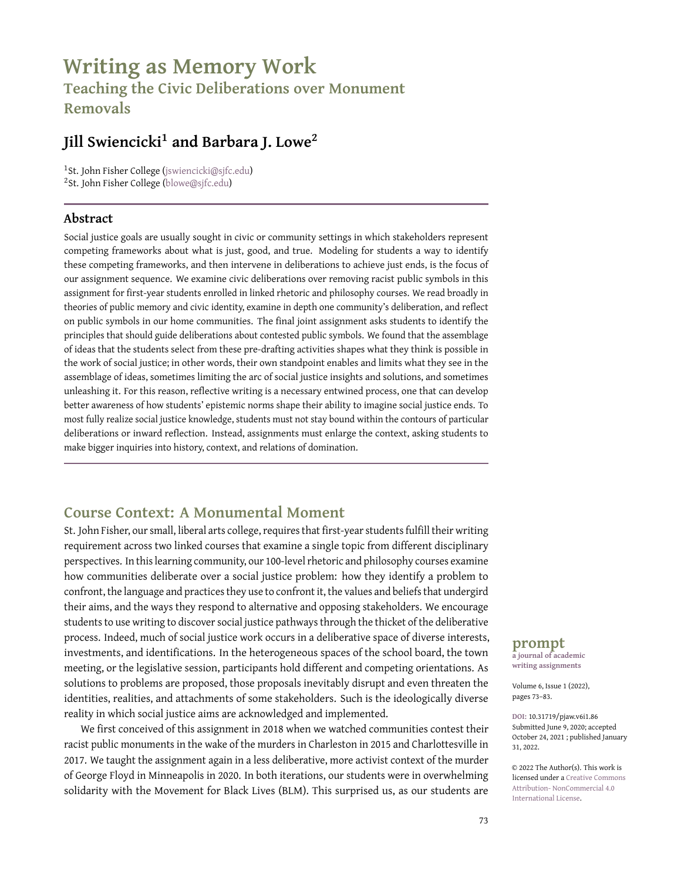# Writing as Memory Work

## Teaching the Civic Deliberations over Monument Removals

**Jill Swiencicki[1] and Barbara J. Lowe[2]**

[1]St. John Fisher College (jswiencicki@sjfc.edu)
[2]St. John Fisher College (blowe@sjfc.edu)

### Abstract

Social justice goals are usually sought in civic or community settings in which stakeholders represent competing frameworks about what is just, good, and true. Modeling for students a way to identify these competing frameworks, and then intervene in deliberations to achieve just ends, is the focus of our assignment sequence. We examine civic deliberations over removing racist public symbols in this assignment for first-year students enrolled in linked rhetoric and philosophy courses. We read broadly in theories of public memory and civic identity, examine in depth one community's deliberation, and reflect on public symbols in our home communities. The final joint assignment asks students to identify the principles that should guide deliberations about contested public symbols. We found that the assemblage of ideas that the students select from these pre-drafting activities shapes what they think is possible in the work of social justice; in other words, their own standpoint enables and limits what they see in the assemblage of ideas, sometimes limiting the arc of social justice insights and solutions, and sometimes unleashing it. For this reason, reflective writing is a necessary entwined process, one that can develop better awareness of how students' epistemic norms shape their ability to imagine social justice ends. To most fully realize social justice knowledge, students must not stay bound within the contours of particular deliberations or inward reflection. Instead, assignments must enlarge the context, asking students to make bigger inquiries into history, context, and relations of domination.

**prompt**
a journal of academic writing assignments

Volume 6, Issue 1 (2022), pages 73–83.

DOI: 10.31719/pjaw.v6i1.86
Submitted June 9, 2020; accepted October 24, 2021 ; published January 31, 2022.

© 2022 The Author(s). This work is licensed under a Creative Commons Attribution- NonCommercial 4.0 International License.

## Course Context: A Monumental Moment

St. John Fisher, our small, liberal arts college, requires that first-year students fulfill their writing requirement across two linked courses that examine a single topic from different disciplinary perspectives. In this learning community, our 100-level rhetoric and philosophy courses examine how communities deliberate over a social justice problem: how they identify a problem to confront, the language and practices they use to confront it, the values and beliefs that undergird their aims, and the ways they respond to alternative and opposing stakeholders. We encourage students to use writing to discover social justice pathways through the thicket of the deliberative process. Indeed, much of social justice work occurs in a deliberative space of diverse interests, investments, and identifications. In the heterogeneous spaces of the school board, the town meeting, or the legislative session, participants hold different and competing orientations. As solutions to problems are proposed, those proposals inevitably disrupt and even threaten the identities, realities, and attachments of some stakeholders. Such is the ideologically diverse reality in which social justice aims are acknowledged and implemented.

We first conceived of this assignment in 2018 when we watched communities contest their racist public monuments in the wake of the murders in Charleston in 2015 and Charlottesville in 2017. We taught the assignment again in a less deliberative, more activist context of the murder of George Floyd in Minneapolis in 2020. In both iterations, our students were in overwhelming solidarity with the Movement for Black Lives (BLM). This surprised us, as our students are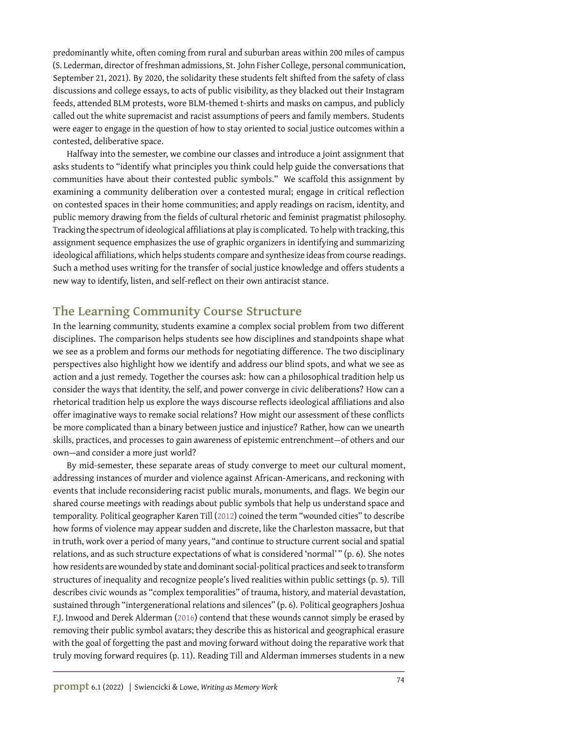predominantly white, often coming from rural and suburban areas within 200 miles of campus (S. Lederman, director of freshman admissions, St. John Fisher College, personal communication, September 21, 2021). By 2020, the solidarity these students felt shifted from the safety of class discussions and college essays, to acts of public visibility, as they blacked out their Instagram feeds, attended BLM protests, wore BLM-themed t-shirts and masks on campus, and publicly called out the white supremacist and racist assumptions of peers and family members. Students were eager to engage in the question of how to stay oriented to social justice outcomes within a contested, deliberative space.

Halfway into the semester, we combine our classes and introduce a joint assignment that asks students to "identify what principles you think could help guide the conversations that communities have about their contested public symbols." We scaffold this assignment by examining a community deliberation over a contested mural; engage in critical reflection on contested spaces in their home communities; and apply readings on racism, identity, and public memory drawing from the fields of cultural rhetoric and feminist pragmatist philosophy. Tracking the spectrum of ideological affiliations at play is complicated. To help with tracking, this assignment sequence emphasizes the use of graphic organizers in identifying and summarizing ideological affiliations, which helps students compare and synthesize ideas from course readings. Such a method uses writing for the transfer of social justice knowledge and offers students a new way to identify, listen, and self-reflect on their own antiracist stance.

## The Learning Community Course Structure

In the learning community, students examine a complex social problem from two different disciplines. The comparison helps students see how disciplines and standpoints shape what we see as a problem and forms our methods for negotiating difference. The two disciplinary perspectives also highlight how we identify and address our blind spots, and what we see as action and a just remedy. Together the courses ask: how can a philosophical tradition help us consider the ways that identity, the self, and power converge in civic deliberations? How can a rhetorical tradition help us explore the ways discourse reflects ideological affiliations and also offer imaginative ways to remake social relations? How might our assessment of these conflicts be more complicated than a binary between justice and injustice? Rather, how can we unearth skills, practices, and processes to gain awareness of epistemic entrenchment—of others and our own—and consider a more just world?

By mid-semester, these separate areas of study converge to meet our cultural moment, addressing instances of murder and violence against African-Americans, and reckoning with events that include reconsidering racist public murals, monuments, and flags. We begin our shared course meetings with readings about public symbols that help us understand space and temporality. Political geographer Karen Till (2012) coined the term "wounded cities" to describe how forms of violence may appear sudden and discrete, like the Charleston massacre, but that in truth, work over a period of many years, "and continue to structure current social and spatial relations, and as such structure expectations of what is considered 'normal' " (p. 6). She notes how residents are wounded by state and dominant social-political practices and seek to transform structures of inequality and recognize people's lived realities within public settings (p. 5). Till describes civic wounds as "complex temporalities" of trauma, history, and material devastation, sustained through "intergenerational relations and silences" (p. 6). Political geographers Joshua F.J. Inwood and Derek Alderman (2016) contend that these wounds cannot simply be erased by removing their public symbol avatars; they describe this as historical and geographical erasure with the goal of forgetting the past and moving forward without doing the reparative work that truly moving forward requires (p. 11). Reading Till and Alderman immerses students in a new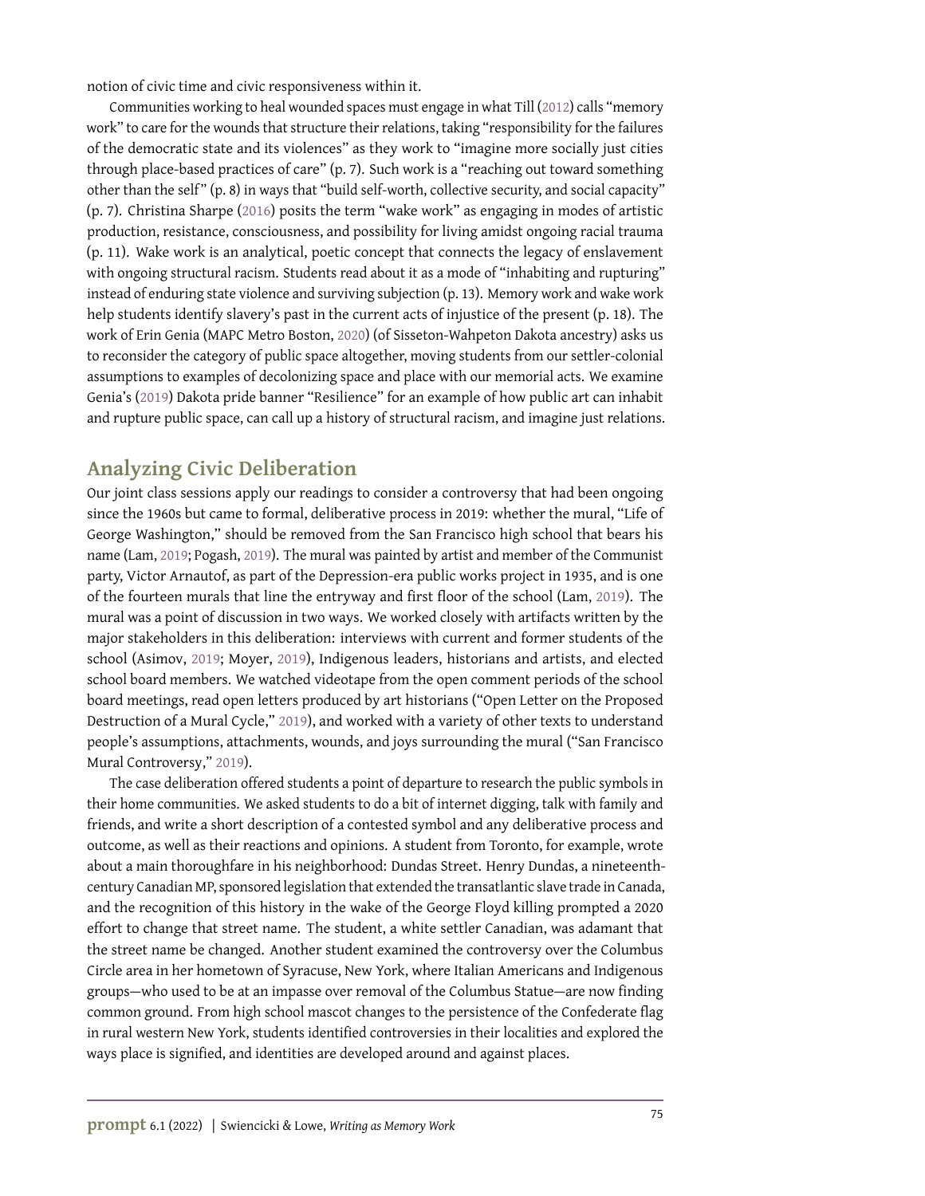notion of civic time and civic responsiveness within it.

Communities working to heal wounded spaces must engage in what Till (2012) calls "memory work" to care for the wounds that structure their relations, taking "responsibility for the failures of the democratic state and its violences" as they work to "imagine more socially just cities through place-based practices of care" (p. 7). Such work is a "reaching out toward something other than the self" (p. 8) in ways that "build self-worth, collective security, and social capacity" (p. 7). Christina Sharpe (2016) posits the term "wake work" as engaging in modes of artistic production, resistance, consciousness, and possibility for living amidst ongoing racial trauma (p. 11). Wake work is an analytical, poetic concept that connects the legacy of enslavement with ongoing structural racism. Students read about it as a mode of "inhabiting and rupturing" instead of enduring state violence and surviving subjection (p. 13). Memory work and wake work help students identify slavery's past in the current acts of injustice of the present (p. 18). The work of Erin Genia (MAPC Metro Boston, 2020) (of Sisseton-Wahpeton Dakota ancestry) asks us to reconsider the category of public space altogether, moving students from our settler-colonial assumptions to examples of decolonizing space and place with our memorial acts. We examine Genia's (2019) Dakota pride banner "Resilience" for an example of how public art can inhabit and rupture public space, can call up a history of structural racism, and imagine just relations.

## Analyzing Civic Deliberation

Our joint class sessions apply our readings to consider a controversy that had been ongoing since the 1960s but came to formal, deliberative process in 2019: whether the mural, "Life of George Washington," should be removed from the San Francisco high school that bears his name (Lam, 2019; Pogash, 2019). The mural was painted by artist and member of the Communist party, Victor Arnautof, as part of the Depression-era public works project in 1935, and is one of the fourteen murals that line the entryway and first floor of the school (Lam, 2019). The mural was a point of discussion in two ways. We worked closely with artifacts written by the major stakeholders in this deliberation: interviews with current and former students of the school (Asimov, 2019; Moyer, 2019), Indigenous leaders, historians and artists, and elected school board members. We watched videotape from the open comment periods of the school board meetings, read open letters produced by art historians ("Open Letter on the Proposed Destruction of a Mural Cycle," 2019), and worked with a variety of other texts to understand people's assumptions, attachments, wounds, and joys surrounding the mural ("San Francisco Mural Controversy," 2019).

The case deliberation offered students a point of departure to research the public symbols in their home communities. We asked students to do a bit of internet digging, talk with family and friends, and write a short description of a contested symbol and any deliberative process and outcome, as well as their reactions and opinions. A student from Toronto, for example, wrote about a main thoroughfare in his neighborhood: Dundas Street. Henry Dundas, a nineteenth-century Canadian MP, sponsored legislation that extended the transatlantic slave trade in Canada, and the recognition of this history in the wake of the George Floyd killing prompted a 2020 effort to change that street name. The student, a white settler Canadian, was adamant that the street name be changed. Another student examined the controversy over the Columbus Circle area in her hometown of Syracuse, New York, where Italian Americans and Indigenous groups—who used to be at an impasse over removal of the Columbus Statue—are now finding common ground. From high school mascot changes to the persistence of the Confederate flag in rural western New York, students identified controversies in their localities and explored the ways place is signified, and identities are developed around and against places.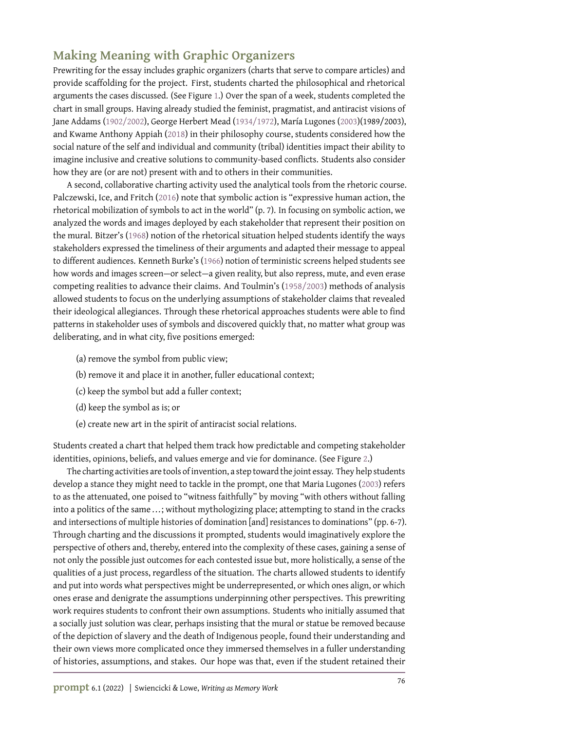## Making Meaning with Graphic Organizers

Prewriting for the essay includes graphic organizers (charts that serve to compare articles) and provide scaffolding for the project. First, students charted the philosophical and rhetorical arguments the cases discussed. (See Figure 1.) Over the span of a week, students completed the chart in small groups. Having already studied the feminist, pragmatist, and antiracist visions of Jane Addams (1902/2002), George Herbert Mead (1934/1972), María Lugones (2003)(1989/2003), and Kwame Anthony Appiah (2018) in their philosophy course, students considered how the social nature of the self and individual and community (tribal) identities impact their ability to imagine inclusive and creative solutions to community-based conflicts. Students also consider how they are (or are not) present with and to others in their communities.

A second, collaborative charting activity used the analytical tools from the rhetoric course. Palczewski, Ice, and Fritch (2016) note that symbolic action is "expressive human action, the rhetorical mobilization of symbols to act in the world" (p. 7). In focusing on symbolic action, we analyzed the words and images deployed by each stakeholder that represent their position on the mural. Bitzer's (1968) notion of the rhetorical situation helped students identify the ways stakeholders expressed the timeliness of their arguments and adapted their message to appeal to different audiences. Kenneth Burke's (1966) notion of terministic screens helped students see how words and images screen—or select—a given reality, but also repress, mute, and even erase competing realities to advance their claims. And Toulmin's (1958/2003) methods of analysis allowed students to focus on the underlying assumptions of stakeholder claims that revealed their ideological allegiances. Through these rhetorical approaches students were able to find patterns in stakeholder uses of symbols and discovered quickly that, no matter what group was deliberating, and in what city, five positions emerged:

(a) remove the symbol from public view;

(b) remove it and place it in another, fuller educational context;

(c) keep the symbol but add a fuller context;

(d) keep the symbol as is; or

(e) create new art in the spirit of antiracist social relations.

Students created a chart that helped them track how predictable and competing stakeholder identities, opinions, beliefs, and values emerge and vie for dominance. (See Figure 2.)

The charting activities are tools of invention, a step toward the joint essay. They help students develop a stance they might need to tackle in the prompt, one that Maria Lugones (2003) refers to as the attenuated, one poised to "witness faithfully" by moving "with others without falling into a politics of the same . . . ; without mythologizing place; attempting to stand in the cracks and intersections of multiple histories of domination [and] resistances to dominations" (pp. 6-7). Through charting and the discussions it prompted, students would imaginatively explore the perspective of others and, thereby, entered into the complexity of these cases, gaining a sense of not only the possible just outcomes for each contested issue but, more holistically, a sense of the qualities of a just process, regardless of the situation. The charts allowed students to identify and put into words what perspectives might be underrepresented, or which ones align, or which ones erase and denigrate the assumptions underpinning other perspectives. This prewriting work requires students to confront their own assumptions. Students who initially assumed that a socially just solution was clear, perhaps insisting that the mural or statue be removed because of the depiction of slavery and the death of Indigenous people, found their understanding and their own views more complicated once they immersed themselves in a fuller understanding of histories, assumptions, and stakes. Our hope was that, even if the student retained their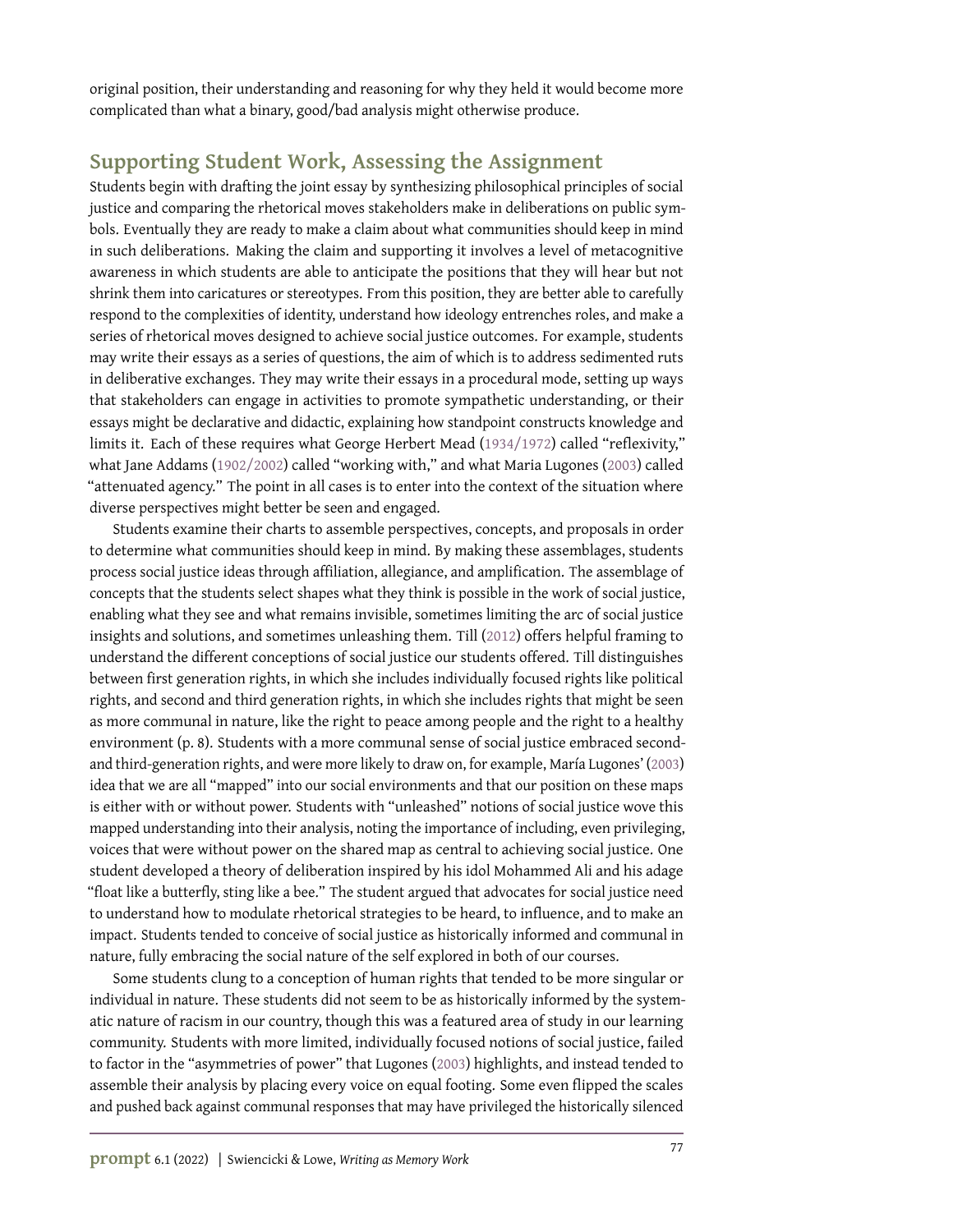original position, their understanding and reasoning for why they held it would become more complicated than what a binary, good/bad analysis might otherwise produce.

## Supporting Student Work, Assessing the Assignment

Students begin with drafting the joint essay by synthesizing philosophical principles of social justice and comparing the rhetorical moves stakeholders make in deliberations on public symbols. Eventually they are ready to make a claim about what communities should keep in mind in such deliberations. Making the claim and supporting it involves a level of metacognitive awareness in which students are able to anticipate the positions that they will hear but not shrink them into caricatures or stereotypes. From this position, they are better able to carefully respond to the complexities of identity, understand how ideology entrenches roles, and make a series of rhetorical moves designed to achieve social justice outcomes. For example, students may write their essays as a series of questions, the aim of which is to address sedimented ruts in deliberative exchanges. They may write their essays in a procedural mode, setting up ways that stakeholders can engage in activities to promote sympathetic understanding, or their essays might be declarative and didactic, explaining how standpoint constructs knowledge and limits it. Each of these requires what George Herbert Mead (1934/1972) called "reflexivity," what Jane Addams (1902/2002) called "working with," and what Maria Lugones (2003) called "attenuated agency." The point in all cases is to enter into the context of the situation where diverse perspectives might better be seen and engaged.

Students examine their charts to assemble perspectives, concepts, and proposals in order to determine what communities should keep in mind. By making these assemblages, students process social justice ideas through affiliation, allegiance, and amplification. The assemblage of concepts that the students select shapes what they think is possible in the work of social justice, enabling what they see and what remains invisible, sometimes limiting the arc of social justice insights and solutions, and sometimes unleashing them. Till (2012) offers helpful framing to understand the different conceptions of social justice our students offered. Till distinguishes between first generation rights, in which she includes individually focused rights like political rights, and second and third generation rights, in which she includes rights that might be seen as more communal in nature, like the right to peace among people and the right to a healthy environment (p. 8). Students with a more communal sense of social justice embraced second- and third-generation rights, and were more likely to draw on, for example, María Lugones' (2003) idea that we are all "mapped" into our social environments and that our position on these maps is either with or without power. Students with "unleashed" notions of social justice wove this mapped understanding into their analysis, noting the importance of including, even privileging, voices that were without power on the shared map as central to achieving social justice. One student developed a theory of deliberation inspired by his idol Mohammed Ali and his adage "float like a butterfly, sting like a bee." The student argued that advocates for social justice need to understand how to modulate rhetorical strategies to be heard, to influence, and to make an impact. Students tended to conceive of social justice as historically informed and communal in nature, fully embracing the social nature of the self explored in both of our courses.

Some students clung to a conception of human rights that tended to be more singular or individual in nature. These students did not seem to be as historically informed by the systematic nature of racism in our country, though this was a featured area of study in our learning community. Students with more limited, individually focused notions of social justice, failed to factor in the "asymmetries of power" that Lugones (2003) highlights, and instead tended to assemble their analysis by placing every voice on equal footing. Some even flipped the scales and pushed back against communal responses that may have privileged the historically silenced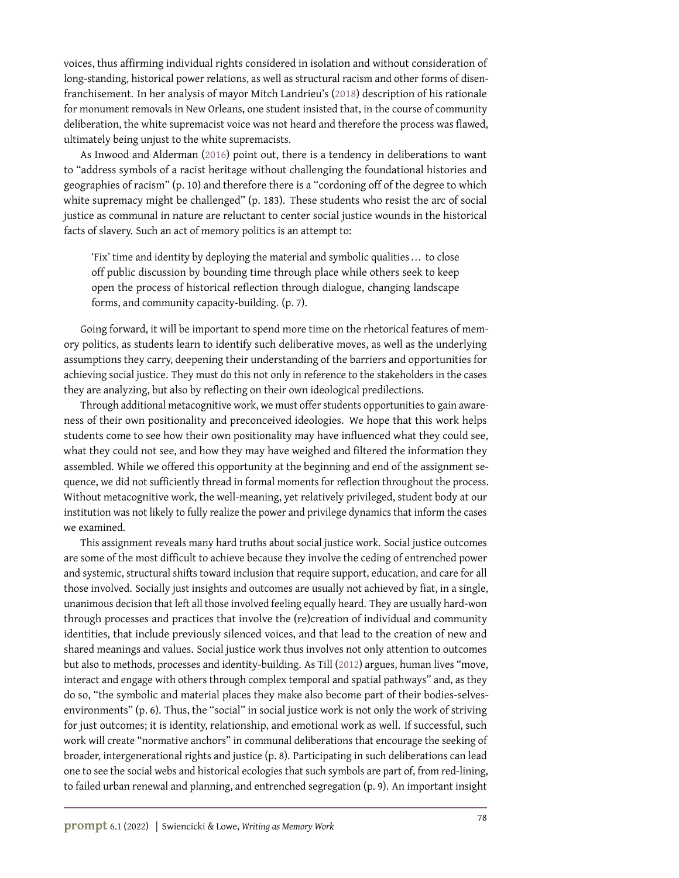voices, thus affirming individual rights considered in isolation and without consideration of long-standing, historical power relations, as well as structural racism and other forms of disenfranchisement. In her analysis of mayor Mitch Landrieu's (2018) description of his rationale for monument removals in New Orleans, one student insisted that, in the course of community deliberation, the white supremacist voice was not heard and therefore the process was flawed, ultimately being unjust to the white supremacists.

As Inwood and Alderman (2016) point out, there is a tendency in deliberations to want to "address symbols of a racist heritage without challenging the foundational histories and geographies of racism" (p. 10) and therefore there is a "cordoning off of the degree to which white supremacy might be challenged" (p. 183). These students who resist the arc of social justice as communal in nature are reluctant to center social justice wounds in the historical facts of slavery. Such an act of memory politics is an attempt to:

> 'Fix' time and identity by deploying the material and symbolic qualities ... to close off public discussion by bounding time through place while others seek to keep open the process of historical reflection through dialogue, changing landscape forms, and community capacity-building. (p. 7).

Going forward, it will be important to spend more time on the rhetorical features of memory politics, as students learn to identify such deliberative moves, as well as the underlying assumptions they carry, deepening their understanding of the barriers and opportunities for achieving social justice. They must do this not only in reference to the stakeholders in the cases they are analyzing, but also by reflecting on their own ideological predilections.

Through additional metacognitive work, we must offer students opportunities to gain awareness of their own positionality and preconceived ideologies. We hope that this work helps students come to see how their own positionality may have influenced what they could see, what they could not see, and how they may have weighed and filtered the information they assembled. While we offered this opportunity at the beginning and end of the assignment sequence, we did not sufficiently thread in formal moments for reflection throughout the process. Without metacognitive work, the well-meaning, yet relatively privileged, student body at our institution was not likely to fully realize the power and privilege dynamics that inform the cases we examined.

This assignment reveals many hard truths about social justice work. Social justice outcomes are some of the most difficult to achieve because they involve the ceding of entrenched power and systemic, structural shifts toward inclusion that require support, education, and care for all those involved. Socially just insights and outcomes are usually not achieved by fiat, in a single, unanimous decision that left all those involved feeling equally heard. They are usually hard-won through processes and practices that involve the (re)creation of individual and community identities, that include previously silenced voices, and that lead to the creation of new and shared meanings and values. Social justice work thus involves not only attention to outcomes but also to methods, processes and identity-building. As Till (2012) argues, human lives "move, interact and engage with others through complex temporal and spatial pathways" and, as they do so, "the symbolic and material places they make also become part of their bodies-selves-environments" (p. 6). Thus, the "social" in social justice work is not only the work of striving for just outcomes; it is identity, relationship, and emotional work as well. If successful, such work will create "normative anchors" in communal deliberations that encourage the seeking of broader, intergenerational rights and justice (p. 8). Participating in such deliberations can lead one to see the social webs and historical ecologies that such symbols are part of, from red-lining, to failed urban renewal and planning, and entrenched segregation (p. 9). An important insight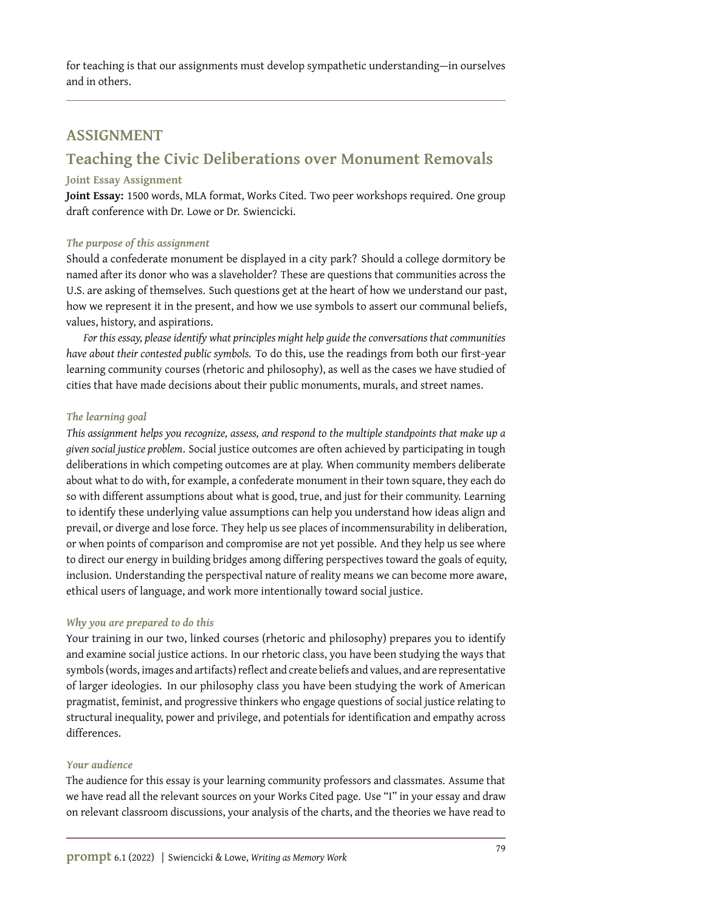for teaching is that our assignments must develop sympathetic understanding—in ourselves and in others.

---

## ASSIGNMENT

## Teaching the Civic Deliberations over Monument Removals

### Joint Essay Assignment

**Joint Essay:** 1500 words, MLA format, Works Cited. Two peer workshops required. One group draft conference with Dr. Lowe or Dr. Swiencicki.

#### *The purpose of this assignment*

Should a confederate monument be displayed in a city park? Should a college dormitory be named after its donor who was a slaveholder? These are questions that communities across the U.S. are asking of themselves. Such questions get at the heart of how we understand our past, how we represent it in the present, and how we use symbols to assert our communal beliefs, values, history, and aspirations.

*For this essay, please identify what principles might help guide the conversations that communities have about their contested public symbols.* To do this, use the readings from both our first-year learning community courses (rhetoric and philosophy), as well as the cases we have studied of cities that have made decisions about their public monuments, murals, and street names.

#### *The learning goal*

*This assignment helps you recognize, assess, and respond to the multiple standpoints that make up a given social justice problem*. Social justice outcomes are often achieved by participating in tough deliberations in which competing outcomes are at play. When community members deliberate about what to do with, for example, a confederate monument in their town square, they each do so with different assumptions about what is good, true, and just for their community. Learning to identify these underlying value assumptions can help you understand how ideas align and prevail, or diverge and lose force. They help us see places of incommensurability in deliberation, or when points of comparison and compromise are not yet possible. And they help us see where to direct our energy in building bridges among differing perspectives toward the goals of equity, inclusion. Understanding the perspectival nature of reality means we can become more aware, ethical users of language, and work more intentionally toward social justice.

#### *Why you are prepared to do this*

Your training in our two, linked courses (rhetoric and philosophy) prepares you to identify and examine social justice actions. In our rhetoric class, you have been studying the ways that symbols (words, images and artifacts) reflect and create beliefs and values, and are representative of larger ideologies. In our philosophy class you have been studying the work of American pragmatist, feminist, and progressive thinkers who engage questions of social justice relating to structural inequality, power and privilege, and potentials for identification and empathy across differences.

#### *Your audience*

The audience for this essay is your learning community professors and classmates. Assume that we have read all the relevant sources on your Works Cited page. Use "I" in your essay and draw on relevant classroom discussions, your analysis of the charts, and the theories we have read to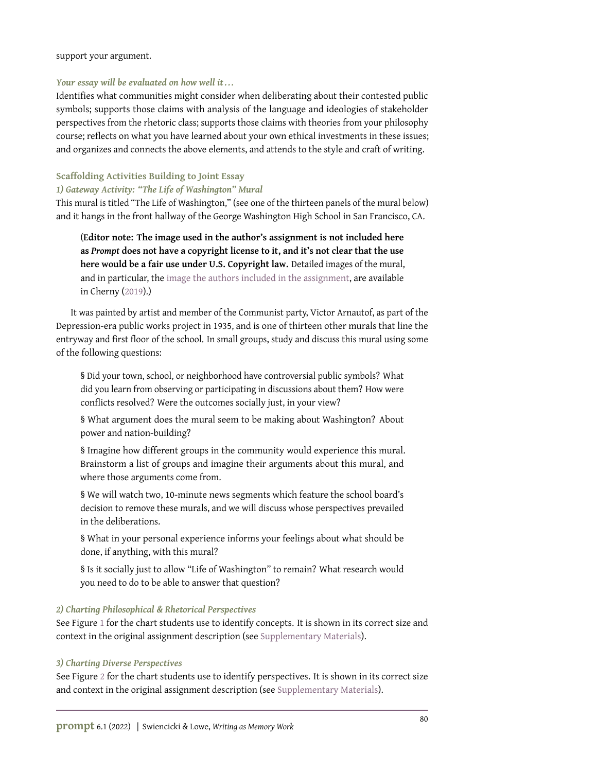support your argument.

*Your essay will be evaluated on how well it . . .*

Identifies what communities might consider when deliberating about their contested public symbols; supports those claims with analysis of the language and ideologies of stakeholder perspectives from the rhetoric class; supports those claims with theories from your philosophy course; reflects on what you have learned about your own ethical investments in these issues; and organizes and connects the above elements, and attends to the style and craft of writing.

### Scaffolding Activities Building to Joint Essay

#### *1) Gateway Activity: "The Life of Washington" Mural*

This mural is titled "The Life of Washington," (see one of the thirteen panels of the mural below) and it hangs in the front hallway of the George Washington High School in San Francisco, CA.

> (**Editor note: The image used in the author's assignment is not included here as *Prompt* does not have a copyright license to it, and it's not clear that the use here would be a fair use under U.S. Copyright law.** Detailed images of the mural, and in particular, the image the authors included in the assignment, are available in Cherny (2019).)

It was painted by artist and member of the Communist party, Victor Arnautof, as part of the Depression-era public works project in 1935, and is one of thirteen other murals that line the entryway and first floor of the school. In small groups, study and discuss this mural using some of the following questions:

§ Did your town, school, or neighborhood have controversial public symbols? What did you learn from observing or participating in discussions about them? How were conflicts resolved? Were the outcomes socially just, in your view?

§ What argument does the mural seem to be making about Washington? About power and nation-building?

§ Imagine how different groups in the community would experience this mural. Brainstorm a list of groups and imagine their arguments about this mural, and where those arguments come from.

§ We will watch two, 10-minute news segments which feature the school board's decision to remove these murals, and we will discuss whose perspectives prevailed in the deliberations.

§ What in your personal experience informs your feelings about what should be done, if anything, with this mural?

§ Is it socially just to allow "Life of Washington" to remain? What research would you need to do to be able to answer that question?

#### *2) Charting Philosophical & Rhetorical Perspectives*

See Figure 1 for the chart students use to identify concepts. It is shown in its correct size and context in the original assignment description (see Supplementary Materials).

#### *3) Charting Diverse Perspectives*

See Figure 2 for the chart students use to identify perspectives. It is shown in its correct size and context in the original assignment description (see Supplementary Materials).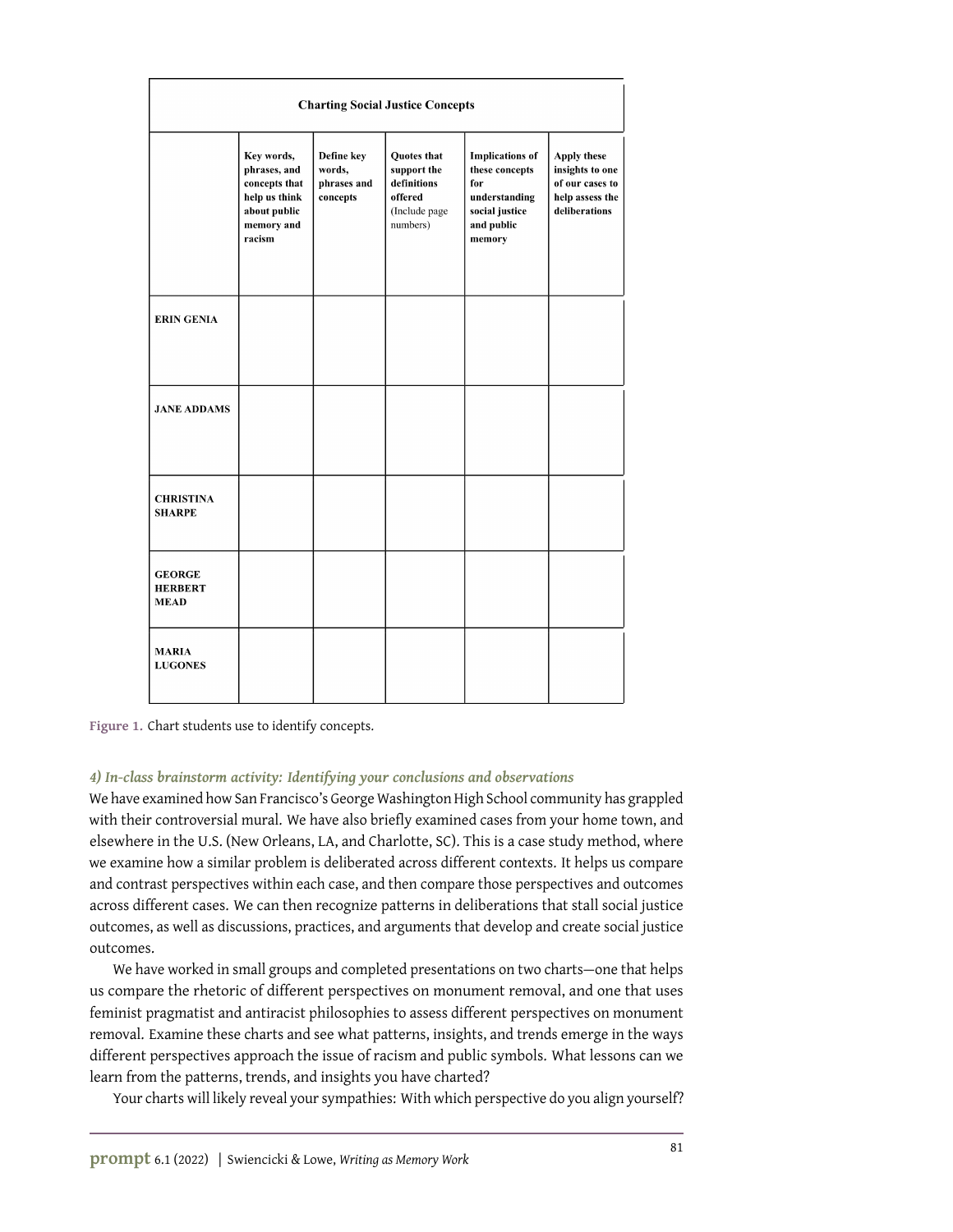| Charting Social Justice Concepts | | | | | |
|---|---|---|---|---|---|
| | **Key words, phrases, and concepts that help us think about public memory and racism** | **Define key words, phrases and concepts** | **Quotes that support the definitions offered** (Include page numbers) | **Implications of these concepts for understanding social justice and public memory** | **Apply these insights to one of our cases to help assess the deliberations** |
| **ERIN GENIA** | | | | | |
| **JANE ADDAMS** | | | | | |
| **CHRISTINA SHARPE** | | | | | |
| **GEORGE HERBERT MEAD** | | | | | |
| **MARIA LUGONES** | | | | | |

**Figure 1.** Chart students use to identify concepts.

### *4) In-class brainstorm activity: Identifying your conclusions and observations*

We have examined how San Francisco's George Washington High School community has grappled with their controversial mural. We have also briefly examined cases from your home town, and elsewhere in the U.S. (New Orleans, LA, and Charlotte, SC). This is a case study method, where we examine how a similar problem is deliberated across different contexts. It helps us compare and contrast perspectives within each case, and then compare those perspectives and outcomes across different cases. We can then recognize patterns in deliberations that stall social justice outcomes, as well as discussions, practices, and arguments that develop and create social justice outcomes.

We have worked in small groups and completed presentations on two charts—one that helps us compare the rhetoric of different perspectives on monument removal, and one that uses feminist pragmatist and antiracist philosophies to assess different perspectives on monument removal. Examine these charts and see what patterns, insights, and trends emerge in the ways different perspectives approach the issue of racism and public symbols. What lessons can we learn from the patterns, trends, and insights you have charted?

Your charts will likely reveal your sympathies: With which perspective do you align yourself?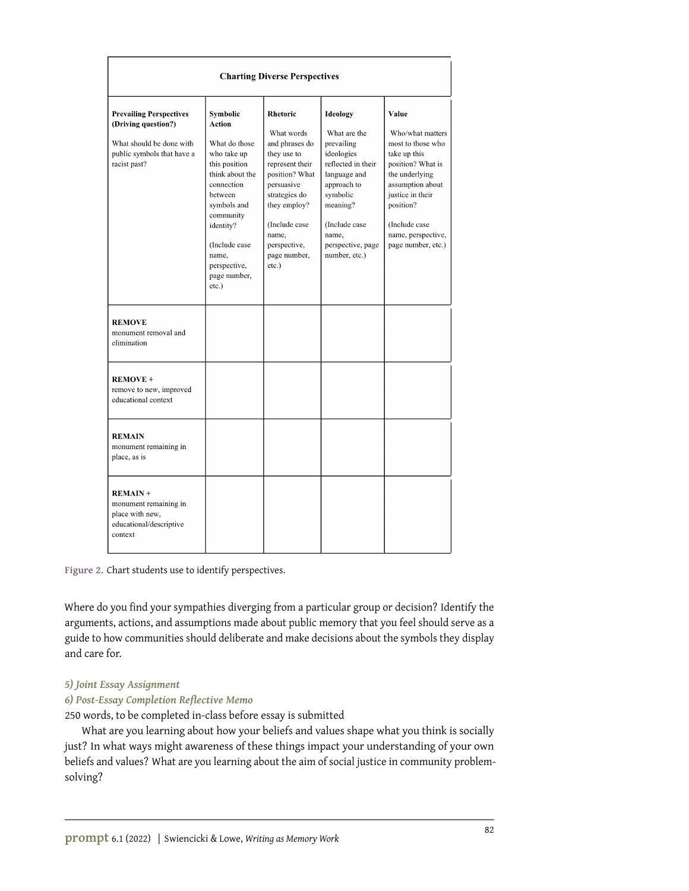| Charting Diverse Perspectives | | | | |
|---|---|---|---|---|
| **Prevailing Perspectives (Driving question?)** What should be done with public symbols that have a racist past? | **Symbolic Action** What do those who take up this position think about the connection between symbols and community identity? (Include case name, perspective, page number, etc.) | **Rhetoric** What words and phrases do they use to represent their position? What persuasive strategies do they employ? (Include case name, perspective, page number, etc.) | **Ideology** What are the prevailing ideologies reflected in their language and approach to symbolic meaning? (Include case name, perspective, page number, etc.) | **Value** Who/what matters most to those who take up this position? What is the underlying assumption about justice in their position? (Include case name, perspective, page number, etc.) |
| **REMOVE** monument removal and elimination | | | | |
| **REMOVE +** remove to new, improved educational context | | | | |
| **REMAIN** monument remaining in place, as is | | | | |
| **REMAIN +** monument remaining in place with new, educational/descriptive context | | | | |

**Figure 2.** Chart students use to identify perspectives.

Where do you find your sympathies diverging from a particular group or decision? Identify the arguments, actions, and assumptions made about public memory that you feel should serve as a guide to how communities should deliberate and make decisions about the symbols they display and care for.

### *5) Joint Essay Assignment*

### *6) Post-Essay Completion Reflective Memo*

250 words, to be completed in-class before essay is submitted

What are you learning about how your beliefs and values shape what you think is socially just? In what ways might awareness of these things impact your understanding of your own beliefs and values? What are you learning about the aim of social justice in community problem-solving?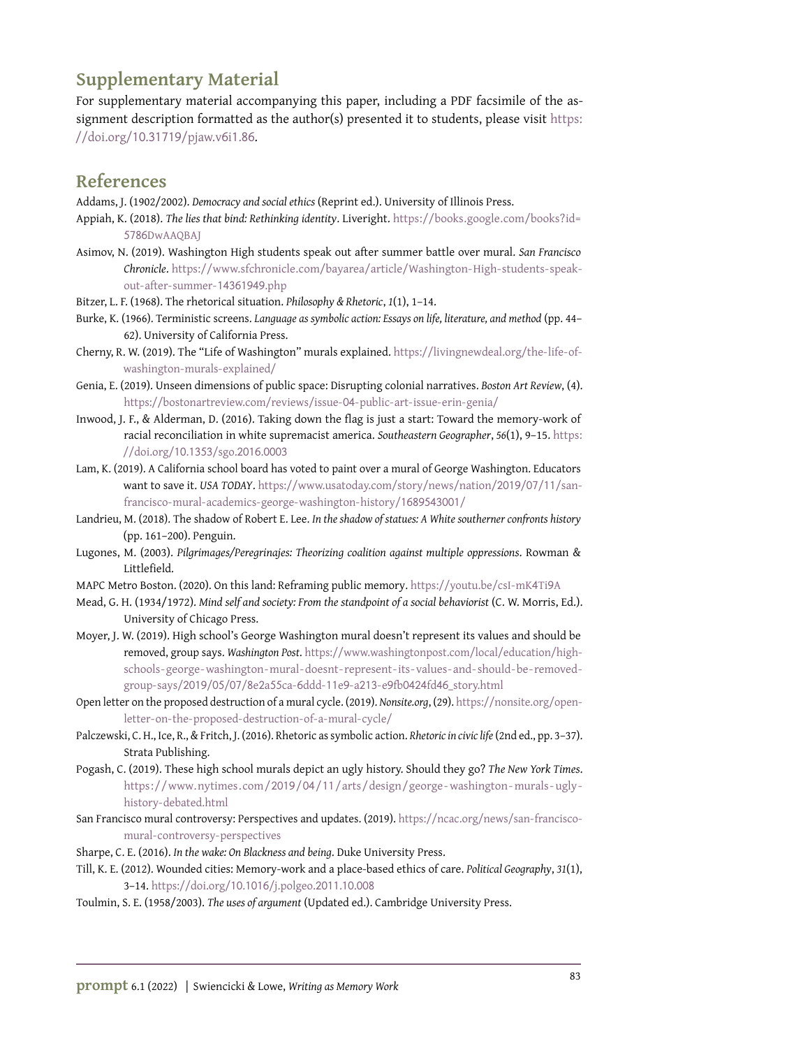## Supplementary Material

For supplementary material accompanying this paper, including a PDF facsimile of the assignment description formatted as the author(s) presented it to students, please visit https://doi.org/10.31719/pjaw.v6i1.86.

## References

Addams, J. (1902/2002). *Democracy and social ethics* (Reprint ed.). University of Illinois Press.

Appiah, K. (2018). *The lies that bind: Rethinking identity*. Liveright. https://books.google.com/books?id=5786DwAAQBAJ

Asimov, N. (2019). Washington High students speak out after summer battle over mural. *San Francisco Chronicle*. https://www.sfchronicle.com/bayarea/article/Washington-High-students-speak-out-after-summer-14361949.php

Bitzer, L. F. (1968). The rhetorical situation. *Philosophy & Rhetoric*, *1*(1), 1–14.

Burke, K. (1966). Terministic screens. *Language as symbolic action: Essays on life, literature, and method* (pp. 44–62). University of California Press.

Cherny, R. W. (2019). The "Life of Washington" murals explained. https://livingnewdeal.org/the-life-of-washington-murals-explained/

Genia, E. (2019). Unseen dimensions of public space: Disrupting colonial narratives. *Boston Art Review*, (4). https://bostonartreview.com/reviews/issue-04-public-art-issue-erin-genia/

Inwood, J. F., & Alderman, D. (2016). Taking down the flag is just a start: Toward the memory-work of racial reconciliation in white supremacist america. *Southeastern Geographer*, *56*(1), 9–15. https://doi.org/10.1353/sgo.2016.0003

Lam, K. (2019). A California school board has voted to paint over a mural of George Washington. Educators want to save it. *USA TODAY*. https://www.usatoday.com/story/news/nation/2019/07/11/san-francisco-mural-academics-george-washington-history/1689543001/

Landrieu, M. (2018). The shadow of Robert E. Lee. *In the shadow of statues: A White southerner confronts history* (pp. 161–200). Penguin.

Lugones, M. (2003). *Pilgrimages/Peregrinajes: Theorizing coalition against multiple oppressions*. Rowman & Littlefield.

MAPC Metro Boston. (2020). On this land: Reframing public memory. https://youtu.be/csI-mK4Ti9A

Mead, G. H. (1934/1972). *Mind self and society: From the standpoint of a social behaviorist* (C. W. Morris, Ed.). University of Chicago Press.

Moyer, J. W. (2019). High school's George Washington mural doesn't represent its values and should be removed, group says. *Washington Post*. https://www.washingtonpost.com/local/education/high-schools-george-washington-mural-doesnt-represent-its-values-and-should-be-removed-group-says/2019/05/07/8e2a55ca-6ddd-11e9-a213-e9fb0424fd46_story.html

Open letter on the proposed destruction of a mural cycle. (2019). *Nonsite.org*, (29). https://nonsite.org/open-letter-on-the-proposed-destruction-of-a-mural-cycle/

Palczewski, C. H., Ice, R., & Fritch, J. (2016). Rhetoric as symbolic action. *Rhetoric in civic life* (2nd ed., pp. 3–37). Strata Publishing.

Pogash, C. (2019). These high school murals depict an ugly history. Should they go? *The New York Times*. https://www.nytimes.com/2019/04/11/arts/design/george-washington-murals-ugly-history-debated.html

San Francisco mural controversy: Perspectives and updates. (2019). https://ncac.org/news/san-francisco-mural-controversy-perspectives

Sharpe, C. E. (2016). *In the wake: On Blackness and being*. Duke University Press.

Till, K. E. (2012). Wounded cities: Memory-work and a place-based ethics of care. *Political Geography*, *31*(1), 3–14. https://doi.org/10.1016/j.polgeo.2011.10.008

Toulmin, S. E. (1958/2003). *The uses of argument* (Updated ed.). Cambridge University Press.